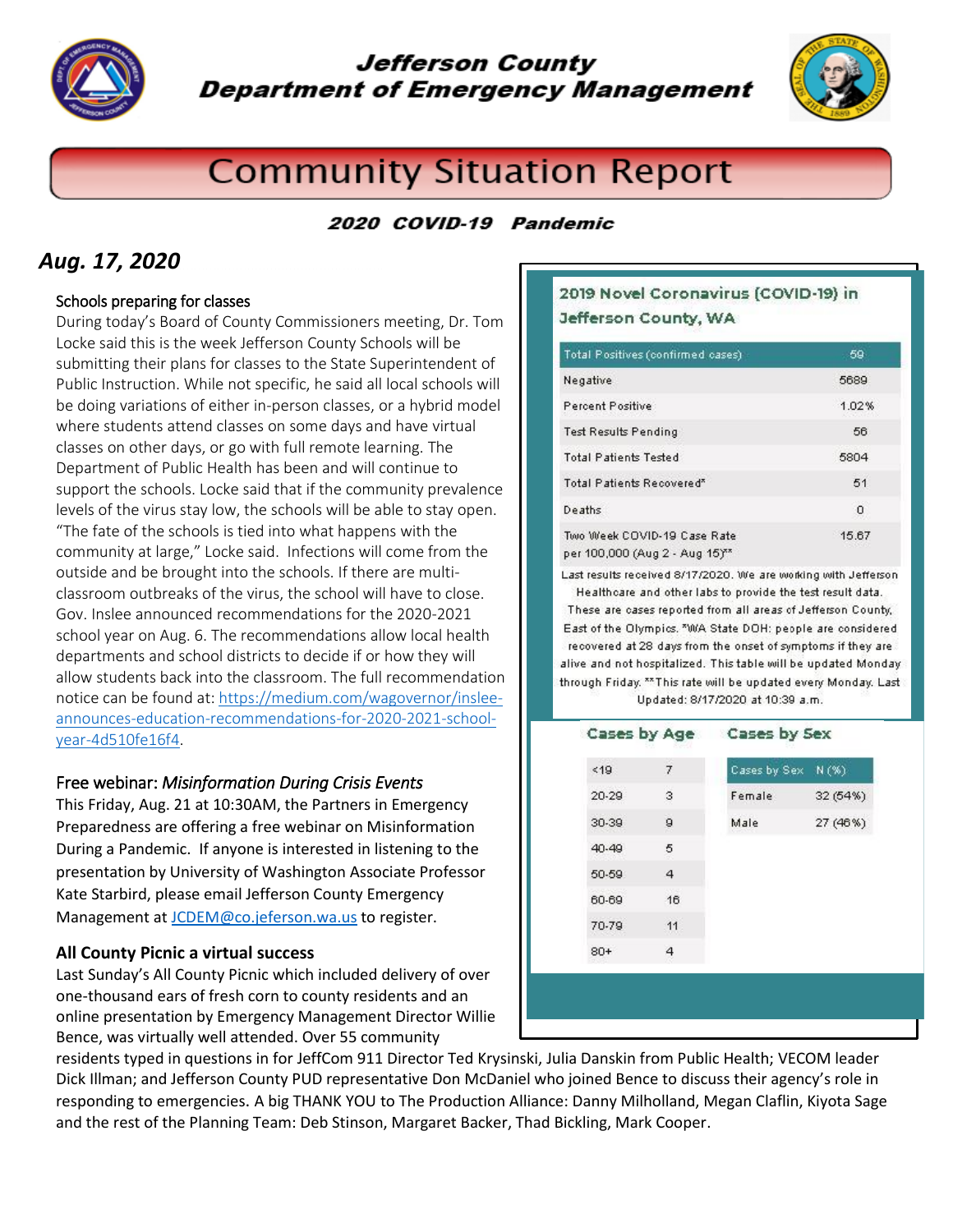# Jefferson County Department of Emergency Management

## Community Situation Report

### 2020 COVID-19 Pandemic

## *Aug. 17, 2020*

### Schools preparing for classes

During today's Board of County Commissioners meeting, Dr. Tom Locke said this is the week Jefferson County Schools will be submitting their plans for classes to the State Superintendent of Public Instruction. While not specific, he said all local schools will be doing variations of either in-person classes, or a hybrid model where students attend classes on some days and have virtual classes on other days, or go with full remote learning. The Department of Public Health has been and will continue to support the schools. Locke said that if the community prevalence levels of the virus stay low, the schools will be able to stay open. "The fate of the schools is tied into what happens with the community at large," Locke said. Infections will come from the outside and be brought into the schools. If there are multi-classroom outbreaks of the virus, the school will have to close. Gov. Inslee announced recommendations for the 2020-2021 school year on Aug. 6. The recommendations allow local health departments and school districts to decide if or how they will allow students back into the classroom. The full recommendation notice can be found at: https://medium.com/wagovernor/inslee-announces-education-recommendations-for-2020-2021-school-year-4d510fe16f4.

### Free webinar: *Misinformation During Crisis Events*

This Friday, Aug. 21 at 10:30AM, the Partners in Emergency Preparedness are offering a free webinar on Misinformation During a Pandemic. If anyone is interested in listening to the presentation by University of Washington Associate Professor Kate Starbird, please email Jefferson County Emergency Management at JCDEM@co.jeferson.wa.us to register.

### All County Picnic a virtual success

Last Sunday's All County Picnic which included delivery of over one-thousand ears of fresh corn to county residents and an online presentation by Emergency Management Director Willie Bence, was virtually well attended. Over 55 community residents typed in questions in for JeffCom 911 Director Ted Krysinski, Julia Danskin from Public Health; VECOM leader Dick Illman; and Jefferson County PUD representative Don McDaniel who joined Bence to discuss their agency's role in responding to emergencies. A big THANK YOU to The Production Alliance: Danny Milholland, Megan Claflin, Kiyota Sage and the rest of the Planning Team: Deb Stinson, Margaret Backer, Thad Bickling, Mark Cooper.

---

### 2019 Novel Coronavirus (COVID-19) in Jefferson County, WA

| Total Positives (confirmed cases) | 59 |
|---|---|
| Negative | 5689 |
| Percent Positive | 1.02% |
| Test Results Pending | 56 |
| Total Patients Tested | 5804 |
| Total Patients Recovered* | 51 |
| Deaths | 0 |
| Two Week COVID-19 Case Rate per 100,000 (Aug 2 - Aug 15)** | 15.67 |

Last results received 8/17/2020. We are working with Jefferson Healthcare and other labs to provide the test result data. These are cases reported from all areas of Jefferson County, East of the Olympics. *WA State DOH: people are considered recovered at 28 days from the onset of symptoms if they are alive and not hospitalized. This table will be updated Monday through Friday. **This rate will be updated every Monday. Last Updated: 8/17/2020 at 10:39 a.m.

#### Cases by Age

| Age | Cases |
|---|---|
| <19 | 7 |
| 20-29 | 3 |
| 30-39 | 9 |
| 40-49 | 5 |
| 50-59 | 4 |
| 60-69 | 16 |
| 70-79 | 11 |
| 80+ | 4 |

#### Cases by Sex

| Cases by Sex | N (%) |
|---|---|
| Female | 32 (54%) |
| Male | 27 (46%) |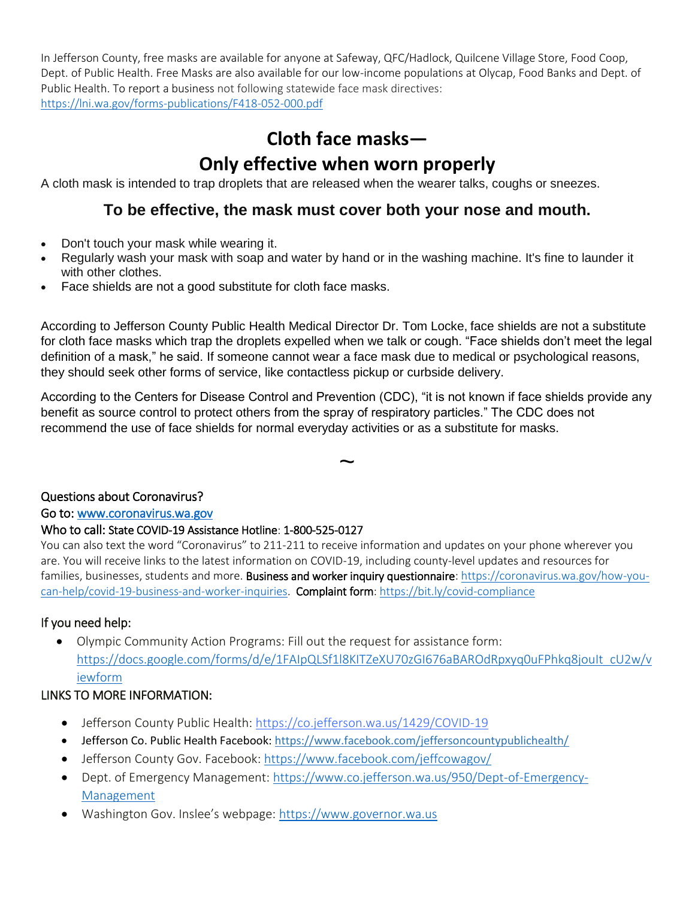In Jefferson County, free masks are available for anyone at Safeway, QFC/Hadlock, Quilcene Village Store, Food Coop, Dept. of Public Health. Free Masks are also available for our low-income populations at Olycap, Food Banks and Dept. of Public Health. To report a business not following statewide face mask directives: https://lni.wa.gov/forms-publications/F418-052-000.pdf

# Cloth face masks— Only effective when worn properly

A cloth mask is intended to trap droplets that are released when the wearer talks, coughs or sneezes.

## To be effective, the mask must cover both your nose and mouth.

- Don't touch your mask while wearing it.
- Regularly wash your mask with soap and water by hand or in the washing machine. It's fine to launder it with other clothes.
- Face shields are not a good substitute for cloth face masks.

According to Jefferson County Public Health Medical Director Dr. Tom Locke, face shields are not a substitute for cloth face masks which trap the droplets expelled when we talk or cough. "Face shields don't meet the legal definition of a mask," he said. If someone cannot wear a face mask due to medical or psychological reasons, they should seek other forms of service, like contactless pickup or curbside delivery.

According to the Centers for Disease Control and Prevention (CDC), "it is not known if face shields provide any benefit as source control to protect others from the spray of respiratory particles." The CDC does not recommend the use of face shields for normal everyday activities or as a substitute for masks.

~

Questions about Coronavirus?

Go to: www.coronavirus.wa.gov

Who to call: State COVID-19 Assistance Hotline: 1-800-525-0127

You can also text the word "Coronavirus" to 211-211 to receive information and updates on your phone wherever you are. You will receive links to the latest information on COVID-19, including county-level updates and resources for families, businesses, students and more. **Business and worker inquiry questionnaire**: https://coronavirus.wa.gov/how-you-can-help/covid-19-business-and-worker-inquiries. **Complaint form**: https://bit.ly/covid-compliance

If you need help:

- Olympic Community Action Programs: Fill out the request for assistance form: https://docs.google.com/forms/d/e/1FAIpQLSf1l8KITZeXU70zGI676aBARОdRpxyq0uFPhkq8jouIt_cU2w/viewform

LINKS TO MORE INFORMATION:

- Jefferson County Public Health: https://co.jefferson.wa.us/1429/COVID-19
- Jefferson Co. Public Health Facebook: https://www.facebook.com/jeffersoncountypublichealth/
- Jefferson County Gov. Facebook: https://www.facebook.com/jeffcowagov/
- Dept. of Emergency Management: https://www.co.jefferson.wa.us/950/Dept-of-Emergency-Management
- Washington Gov. Inslee's webpage: https://www.governor.wa.us